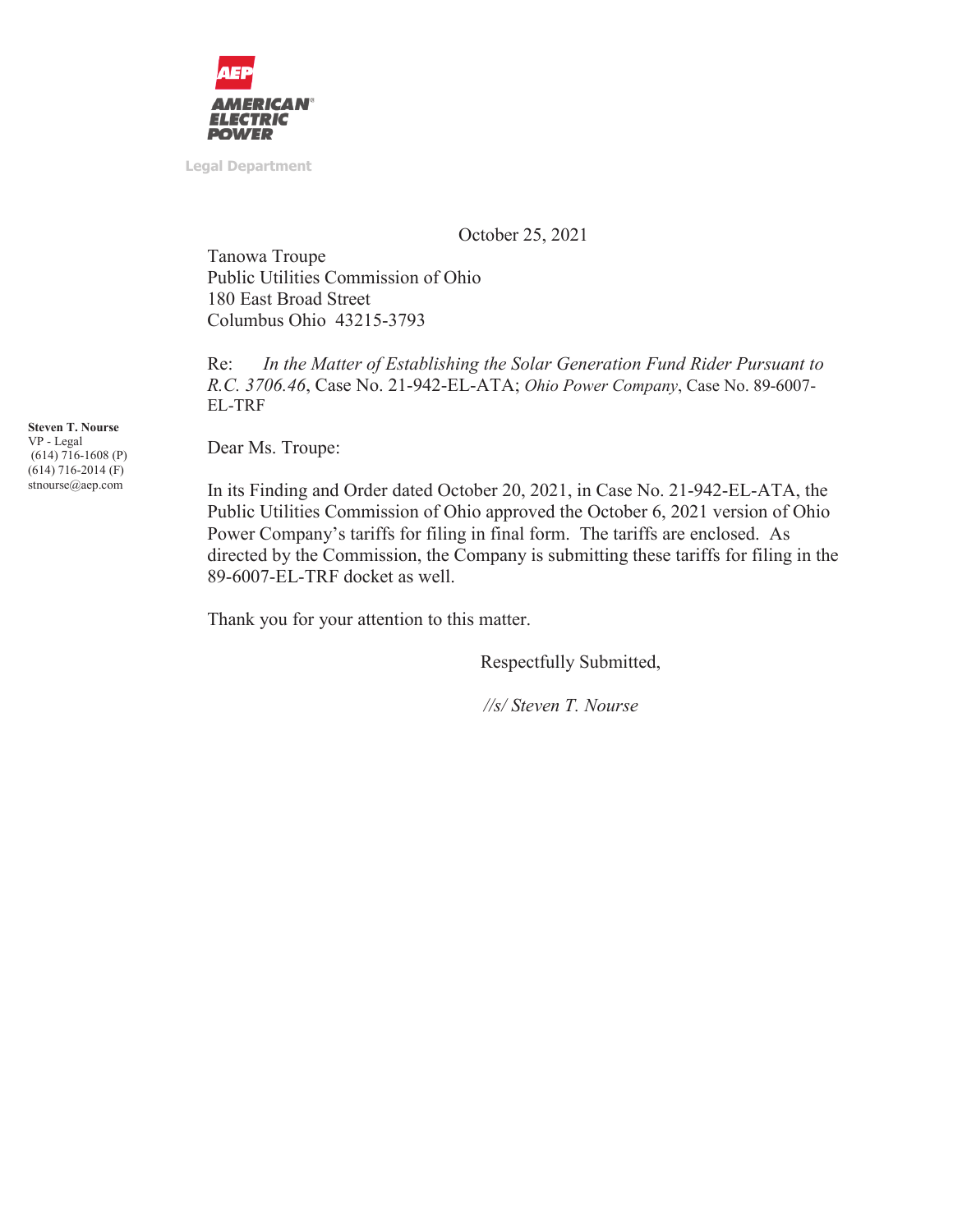**AMERICAN ELECTRIC POWER**

Legal Department

October 25, 2021

Tanowa Troupe
Public Utilities Commission of Ohio
180 East Broad Street
Columbus Ohio 43215-3793

Re: *In the Matter of Establishing the Solar Generation Fund Rider Pursuant to R.C. 3706.46*, Case No. 21-942-EL-ATA; *Ohio Power Company*, Case No. 89-6007-EL-TRF

**Steven T. Nourse**
VP - Legal
(614) 716-1608 (P)
(614) 716-2014 (F)
stnourse@aep.com

Dear Ms. Troupe:

In its Finding and Order dated October 20, 2021, in Case No. 21-942-EL-ATA, the Public Utilities Commission of Ohio approved the October 6, 2021 version of Ohio Power Company's tariffs for filing in final form. The tariffs are enclosed. As directed by the Commission, the Company is submitting these tariffs for filing in the 89-6007-EL-TRF docket as well.

Thank you for your attention to this matter.

Respectfully Submitted,

*//s/ Steven T. Nourse*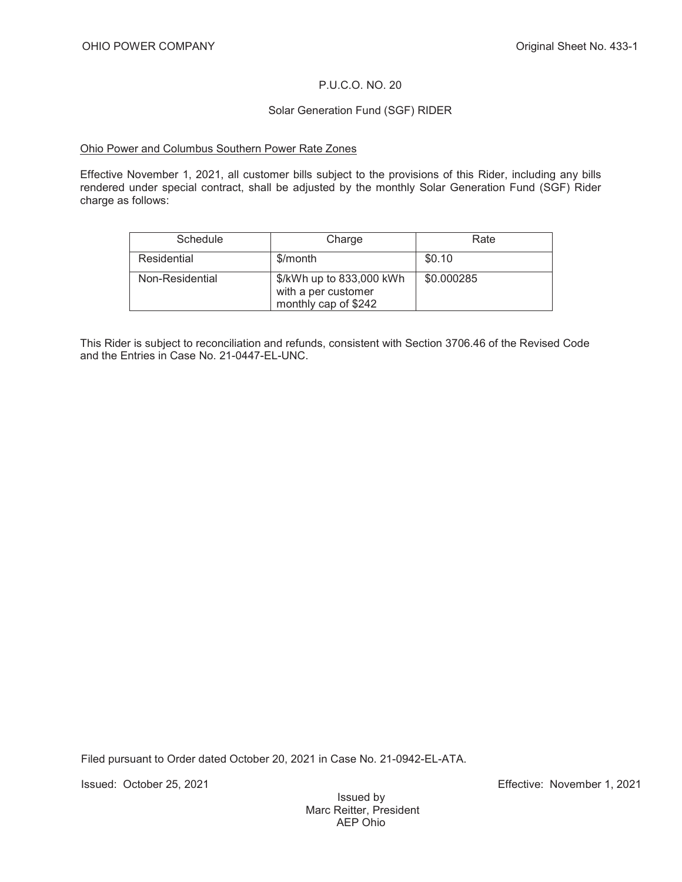OHIO POWER COMPANY

Original Sheet No. 433-1

P.U.C.O. NO. 20

Solar Generation Fund (SGF) RIDER

Ohio Power and Columbus Southern Power Rate Zones

Effective November 1, 2021, all customer bills subject to the provisions of this Rider, including any bills rendered under special contract, shall be adjusted by the monthly Solar Generation Fund (SGF) Rider charge as follows:

| Schedule | Charge | Rate |
|---|---|---|
| Residential | $/month | $0.10 |
| Non-Residential | $/kWh up to 833,000 kWh with a per customer monthly cap of $242 | $0.000285 |

This Rider is subject to reconciliation and refunds, consistent with Section 3706.46 of the Revised Code and the Entries in Case No. 21-0447-EL-UNC.

Filed pursuant to Order dated October 20, 2021 in Case No. 21-0942-EL-ATA.

Issued: October 25, 2021

Effective: November 1, 2021

Issued by
Marc Reitter, President
AEP Ohio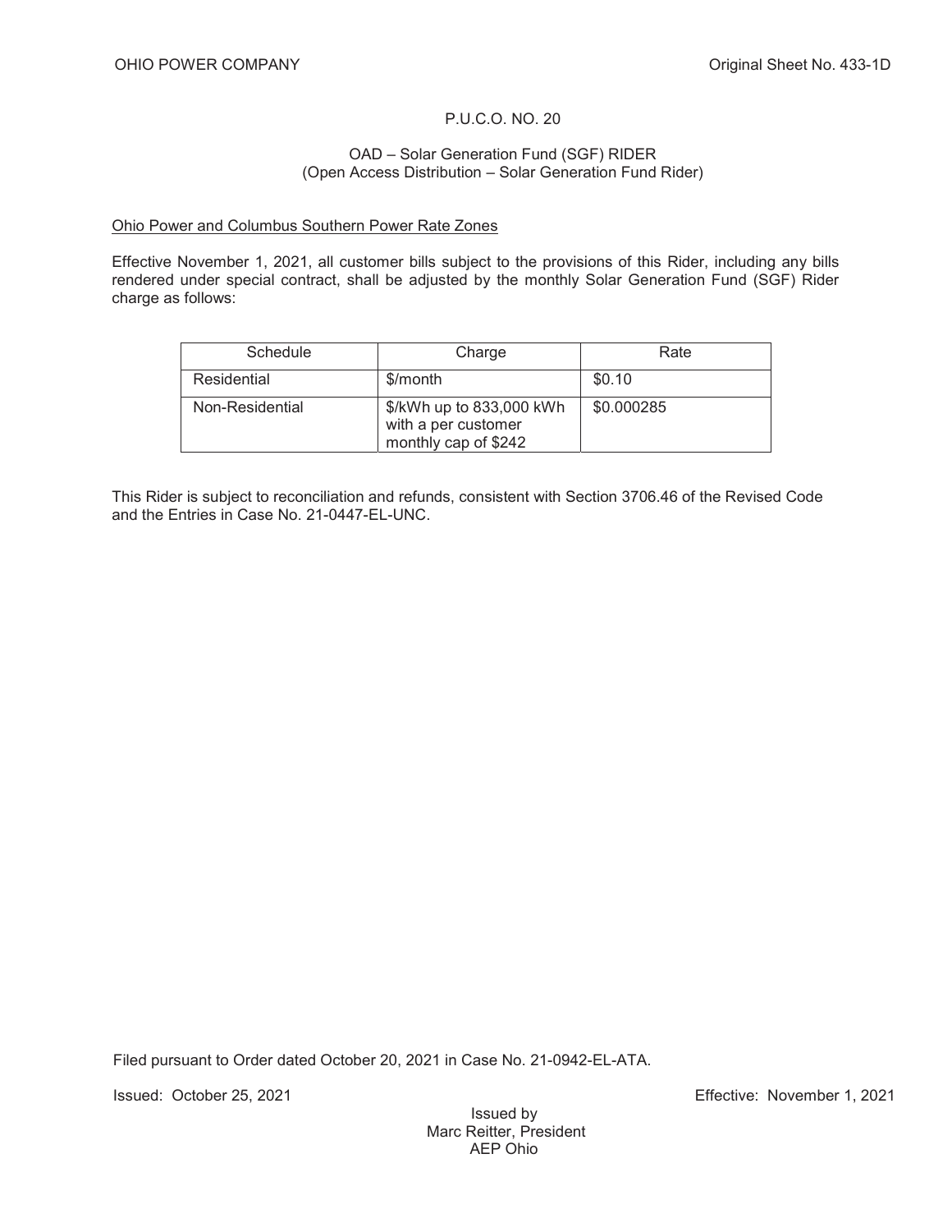P.U.C.O. NO. 20

OAD – Solar Generation Fund (SGF) RIDER
(Open Access Distribution – Solar Generation Fund Rider)

Ohio Power and Columbus Southern Power Rate Zones

Effective November 1, 2021, all customer bills subject to the provisions of this Rider, including any bills rendered under special contract, shall be adjusted by the monthly Solar Generation Fund (SGF) Rider charge as follows:

| Schedule | Charge | Rate |
|---|---|---|
| Residential | $/month | $0.10 |
| Non-Residential | $/kWh up to 833,000 kWh with a per customer monthly cap of $242 | $0.000285 |

This Rider is subject to reconciliation and refunds, consistent with Section 3706.46 of the Revised Code and the Entries in Case No. 21-0447-EL-UNC.

Filed pursuant to Order dated October 20, 2021 in Case No. 21-0942-EL-ATA.

Issued: October 25, 2021

Effective: November 1, 2021

Issued by
Marc Reitter, President
AEP Ohio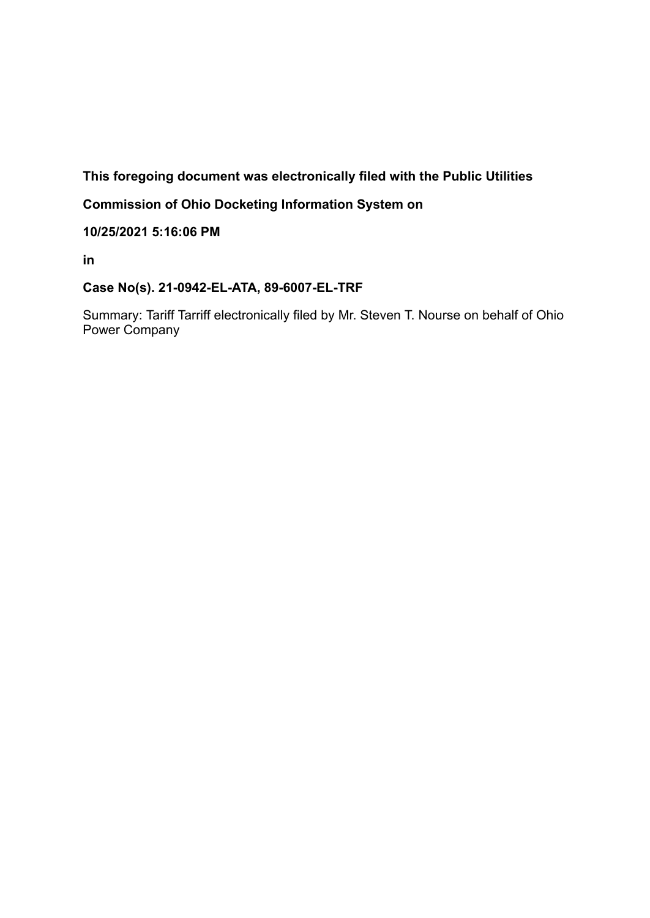**This foregoing document was electronically filed with the Public Utilities**

**Commission of Ohio Docketing Information System on**

**10/25/2021 5:16:06 PM**

**in**

**Case No(s). 21-0942-EL-ATA, 89-6007-EL-TRF**

Summary: Tariff Tarriff electronically filed by Mr. Steven T. Nourse on behalf of Ohio Power Company